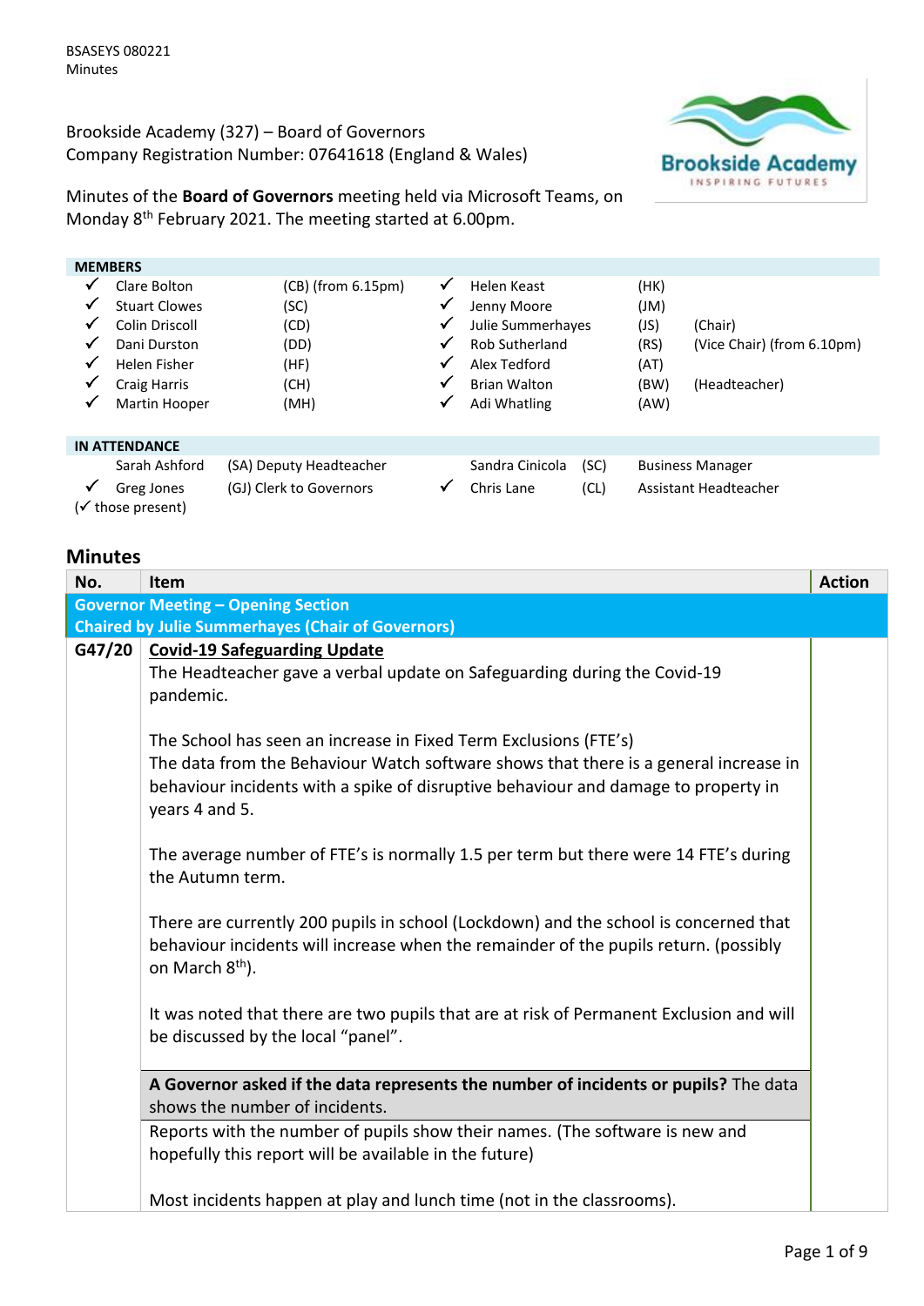BSASEYS 080221
Minutes

Brookside Academy (327) – Board of Governors
Company Registration Number: 07641618 (England & Wales)

Minutes of the **Board of Governors** meeting held via Microsoft Teams, on Monday 8th February 2021. The meeting started at 6.00pm.

**MEMBERS**

| | Name | | | Name | | |
|---|---|---|---|---|---|---|
| ✓ | Clare Bolton | (CB) (from 6.15pm) | ✓ | Helen Keast | (HK) | |
| ✓ | Stuart Clowes | (SC) | ✓ | Jenny Moore | (JM) | |
| ✓ | Colin Driscoll | (CD) | ✓ | Julie Summerhayes | (JS) | (Chair) |
| ✓ | Dani Durston | (DD) | ✓ | Rob Sutherland | (RS) | (Vice Chair) (from 6.10pm) |
| ✓ | Helen Fisher | (HF) | ✓ | Alex Tedford | (AT) | |
| ✓ | Craig Harris | (CH) | ✓ | Brian Walton | (BW) | (Headteacher) |
| ✓ | Martin Hooper | (MH) | ✓ | Adi Whatling | (AW) | |

**IN ATTENDANCE**

| | Name | Role | | Name | | Role |
|---|---|---|---|---|---|---|
| | Sarah Ashford | (SA) Deputy Headteacher | | Sandra Cinicola | (SC) | Business Manager |
| ✓ | Greg Jones | (GJ) Clerk to Governors | ✓ | Chris Lane | (CL) | Assistant Headteacher |

(✓ those present)

## Minutes

| No. | Item | Action |
|---|---|---|
| | **Governor Meeting – Opening Section** **Chaired by Julie Summerhayes (Chair of Governors)** | |
| G47/20 | **Covid-19 Safeguarding Update** The Headteacher gave a verbal update on Safeguarding during the Covid-19 pandemic.<br><br>The School has seen an increase in Fixed Term Exclusions (FTE's) The data from the Behaviour Watch software shows that there is a general increase in behaviour incidents with a spike of disruptive behaviour and damage to property in years 4 and 5.<br><br>The average number of FTE's is normally 1.5 per term but there were 14 FTE's during the Autumn term.<br><br>There are currently 200 pupils in school (Lockdown) and the school is concerned that behaviour incidents will increase when the remainder of the pupils return. (possibly on March 8th).<br><br>It was noted that there are two pupils that are at risk of Permanent Exclusion and will be discussed by the local "panel".<br><br>**A Governor asked if the data represents the number of incidents or pupils?** The data shows the number of incidents.<br><br>Reports with the number of pupils show their names. (The software is new and hopefully this report will be available in the future)<br><br>Most incidents happen at play and lunch time (not in the classrooms). | |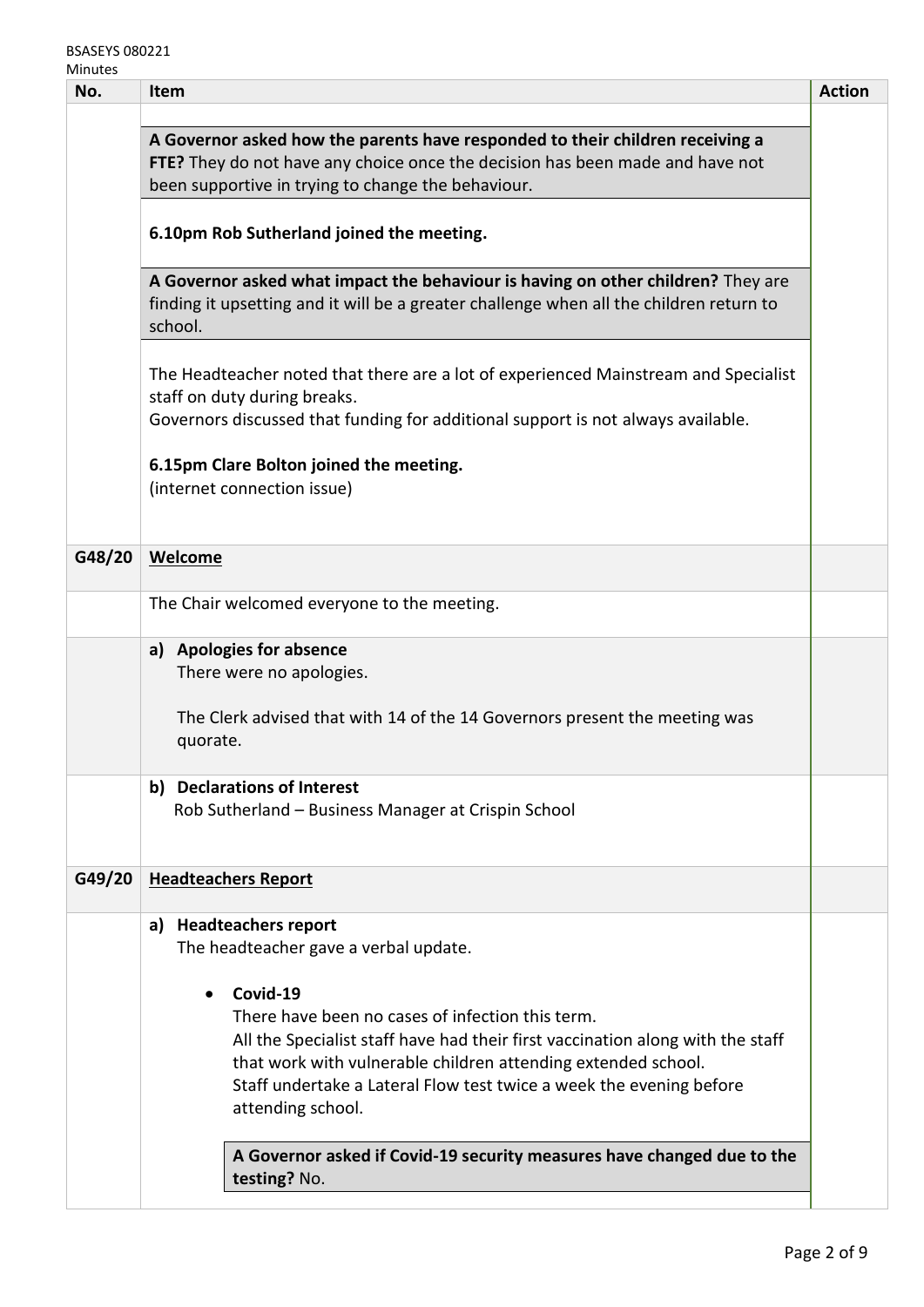| No. | Item | Action |
|---|---|---|
| | **A Governor asked how the parents have responded to their children receiving a FTE?** They do not have any choice once the decision has been made and have not been supportive in trying to change the behaviour. | |
| | **6.10pm Rob Sutherland joined the meeting.** | |
| | **A Governor asked what impact the behaviour is having on other children?** They are finding it upsetting and it will be a greater challenge when all the children return to school. | |
| | The Headteacher noted that there are a lot of experienced Mainstream and Specialist staff on duty during breaks. Governors discussed that funding for additional support is not always available. **6.15pm Clare Bolton joined the meeting.** (internet connection issue) | |
| G48/20 | **Welcome** | |
| | The Chair welcomed everyone to the meeting. | |
| | **a) Apologies for absence** There were no apologies. The Clerk advised that with 14 of the 14 Governors present the meeting was quorate. | |
| | **b) Declarations of Interest** Rob Sutherland – Business Manager at Crispin School | |
| G49/20 | **Headteachers Report** | |
| | **a) Headteachers report** The headteacher gave a verbal update. • **Covid-19** There have been no cases of infection this term. All the Specialist staff have had their first vaccination along with the staff that work with vulnerable children attending extended school. Staff undertake a Lateral Flow test twice a week the evening before attending school. **A Governor asked if Covid-19 security measures have changed due to the testing?** No. | |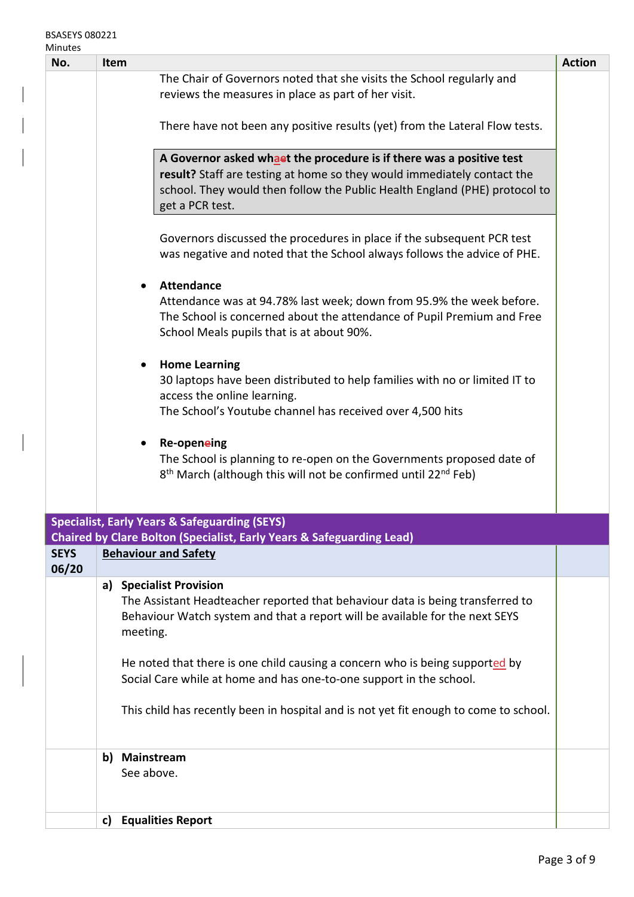| No. | Item | Action |
|---|---|---|
| | The Chair of Governors noted that she visits the School regularly and reviews the measures in place as part of her visit.<br><br>There have not been any positive results (yet) from the Lateral Flow tests.<br><br>**A Governor asked what the procedure is if there was a positive test result?** Staff are testing at home so they would immediately contact the school. They would then follow the Public Health England (PHE) protocol to get a PCR test.<br><br>Governors discussed the procedures in place if the subsequent PCR test was negative and noted that the School always follows the advice of PHE.<br><br>• **Attendance**<br>Attendance was at 94.78% last week; down from 95.9% the week before. The School is concerned about the attendance of Pupil Premium and Free School Meals pupils that is at about 90%.<br><br>• **Home Learning**<br>30 laptops have been distributed to help families with no or limited IT to access the online learning.<br>The School's Youtube channel has received over 4,500 hits<br><br>• **Re-opening**<br>The School is planning to re-open on the Governments proposed date of 8th March (although this will not be confirmed until 22nd Feb) | |
| **Specialist, Early Years & Safeguarding (SEYS)**<br>**Chaired by Clare Bolton (Specialist, Early Years & Safeguarding Lead)** | | |
| **SEYS 06/20** | **Behaviour and Safety** | |
| | **a) Specialist Provision**<br>The Assistant Headteacher reported that behaviour data is being transferred to Behaviour Watch system and that a report will be available for the next SEYS meeting.<br><br>He noted that there is one child causing a concern who is being supported by Social Care while at home and has one-to-one support in the school.<br><br>This child has recently been in hospital and is not yet fit enough to come to school. | |
| | **b) Mainstream**<br>See above. | |
| | **c) Equalities Report** | |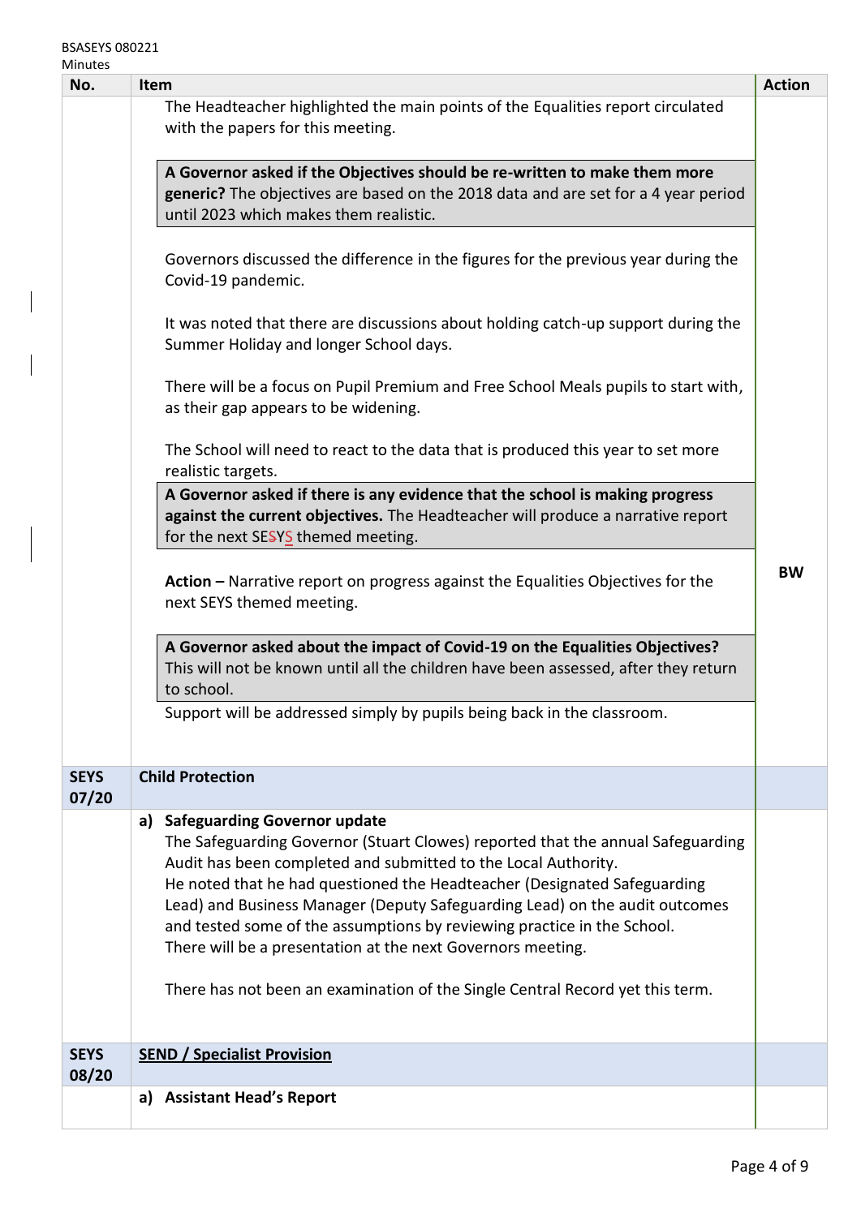| No. | Item | Action |
|---|---|---|
| | The Headteacher highlighted the main points of the Equalities report circulated with the papers for this meeting.<br><br>**A Governor asked if the Objectives should be re-written to make them more generic?** The objectives are based on the 2018 data and are set for a 4 year period until 2023 which makes them realistic.<br><br>Governors discussed the difference in the figures for the previous year during the Covid-19 pandemic.<br><br>It was noted that there are discussions about holding catch-up support during the Summer Holiday and longer School days.<br><br>There will be a focus on Pupil Premium and Free School Meals pupils to start with, as their gap appears to be widening.<br><br>The School will need to react to the data that is produced this year to set more realistic targets.<br>**A Governor asked if there is any evidence that the school is making progress against the current objectives.** The Headteacher will produce a narrative report for the next SEYS themed meeting.<br><br>**Action –** Narrative report on progress against the Equalities Objectives for the next SEYS themed meeting.<br><br>**A Governor asked about the impact of Covid-19 on the Equalities Objectives?** This will not be known until all the children have been assessed, after they return to school.<br>Support will be addressed simply by pupils being back in the classroom. | **BW** |
| **SEYS 07/20** | **Child Protection** | |
| | **a) Safeguarding Governor update**<br>The Safeguarding Governor (Stuart Clowes) reported that the annual Safeguarding Audit has been completed and submitted to the Local Authority.<br>He noted that he had questioned the Headteacher (Designated Safeguarding Lead) and Business Manager (Deputy Safeguarding Lead) on the audit outcomes and tested some of the assumptions by reviewing practice in the School.<br>There will be a presentation at the next Governors meeting.<br><br>There has not been an examination of the Single Central Record yet this term. | |
| **SEYS 08/20** | **SEND / Specialist Provision** | |
| | **a) Assistant Head's Report** | |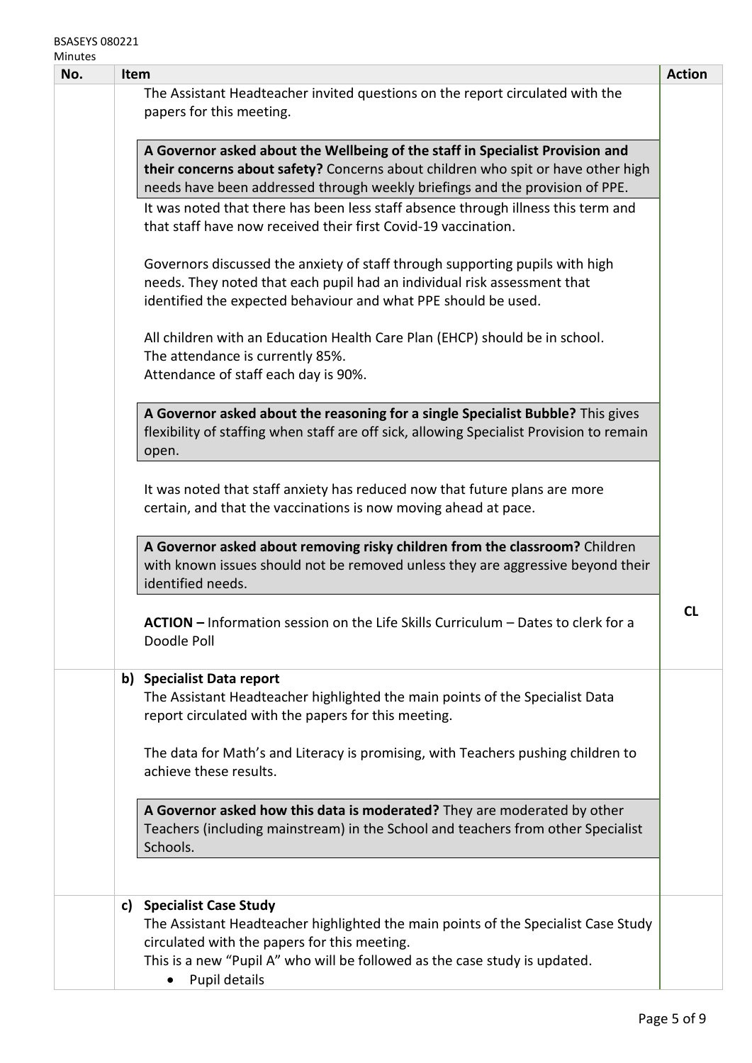| No. | Item | Action |
|---|---|---|
| | The Assistant Headteacher invited questions on the report circulated with the papers for this meeting.<br><br>**A Governor asked about the Wellbeing of the staff in Specialist Provision and their concerns about safety?** Concerns about children who spit or have other high needs have been addressed through weekly briefings and the provision of PPE.<br>It was noted that there has been less staff absence through illness this term and that staff have now received their first Covid-19 vaccination.<br><br>Governors discussed the anxiety of staff through supporting pupils with high needs. They noted that each pupil had an individual risk assessment that identified the expected behaviour and what PPE should be used.<br><br>All children with an Education Health Care Plan (EHCP) should be in school.<br>The attendance is currently 85%.<br>Attendance of staff each day is 90%.<br><br>**A Governor asked about the reasoning for a single Specialist Bubble?** This gives flexibility of staffing when staff are off sick, allowing Specialist Provision to remain open.<br><br>It was noted that staff anxiety has reduced now that future plans are more certain, and that the vaccinations is now moving ahead at pace.<br><br>**A Governor asked about removing risky children from the classroom?** Children with known issues should not be removed unless they are aggressive beyond their identified needs.<br><br>**ACTION –** Information session on the Life Skills Curriculum – Dates to clerk for a Doodle Poll | **CL** |
| | **b) Specialist Data report**<br>The Assistant Headteacher highlighted the main points of the Specialist Data report circulated with the papers for this meeting.<br><br>The data for Math's and Literacy is promising, with Teachers pushing children to achieve these results.<br><br>**A Governor asked how this data is moderated?** They are moderated by other Teachers (including mainstream) in the School and teachers from other Specialist Schools. | |
| | **c) Specialist Case Study**<br>The Assistant Headteacher highlighted the main points of the Specialist Case Study circulated with the papers for this meeting.<br>This is a new "Pupil A" who will be followed as the case study is updated.<br>• Pupil details | |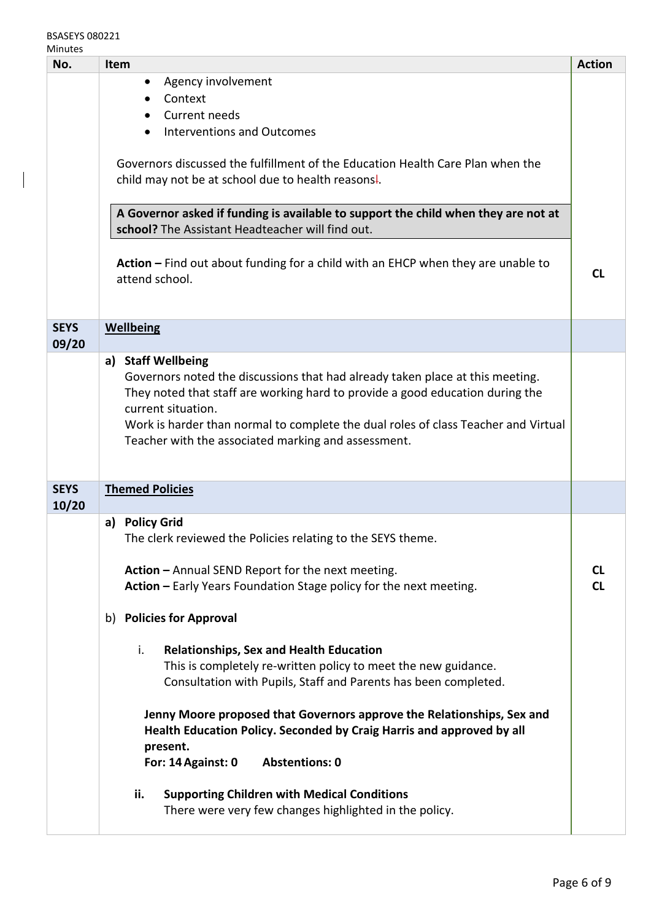| No. | Item | Action |
|---|---|---|
| | • Agency involvement<br>• Context<br>• Current needs<br>• Interventions and Outcomes<br><br>Governors discussed the fulfillment of the Education Health Care Plan when the child may not be at school due to health reasons.<br><br>**A Governor asked if funding is available to support the child when they are not at school?** The Assistant Headteacher will find out.<br><br>**Action –** Find out about funding for a child with an EHCP when they are unable to attend school. | CL |
| **SEYS 09/20** | **Wellbeing** | |
| | **a) Staff Wellbeing**<br>Governors noted the discussions that had already taken place at this meeting. They noted that staff are working hard to provide a good education during the current situation.<br>Work is harder than normal to complete the dual roles of class Teacher and Virtual Teacher with the associated marking and assessment. | |
| **SEYS 10/20** | **Themed Policies** | |
| | **a) Policy Grid**<br>The clerk reviewed the Policies relating to the SEYS theme.<br><br>**Action –** Annual SEND Report for the next meeting.<br>**Action –** Early Years Foundation Stage policy for the next meeting.<br><br>b) **Policies for Approval**<br><br>i. **Relationships, Sex and Health Education**<br>This is completely re-written policy to meet the new guidance.<br>Consultation with Pupils, Staff and Parents has been completed.<br><br>**Jenny Moore proposed that Governors approve the Relationships, Sex and Health Education Policy. Seconded by Craig Harris and approved by all present.**<br>**For: 14 Against: 0 Abstentions: 0**<br><br>ii. **Supporting Children with Medical Conditions**<br>There were very few changes highlighted in the policy. | CL<br>CL |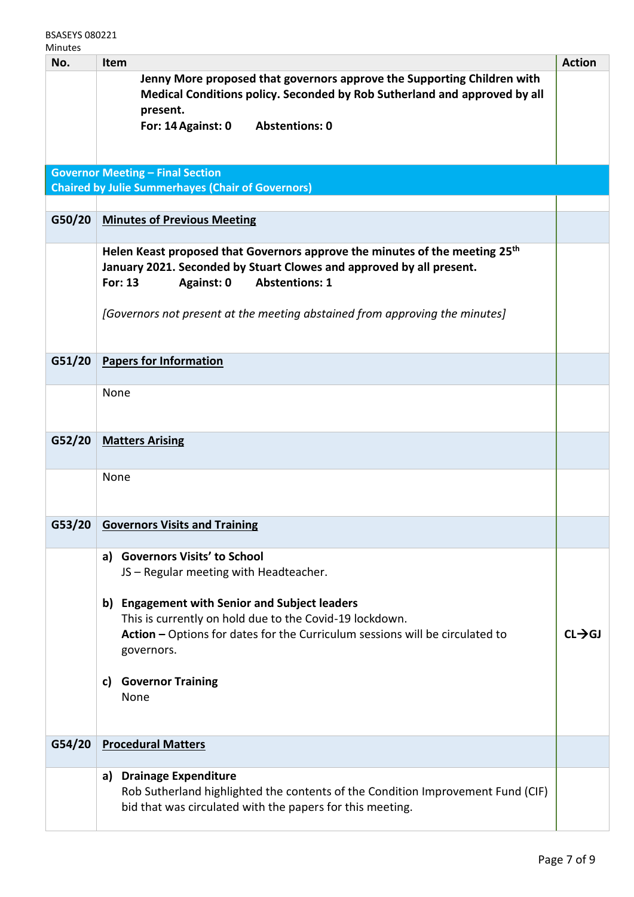| No. | Item | Action |
|---|---|---|
| | **Jenny More proposed that governors approve the Supporting Children with Medical Conditions policy. Seconded by Rob Sutherland and approved by all present.** **For: 14 Against: 0 Abstentions: 0** | |
| **Governor Meeting – Final Section** **Chaired by Julie Summerhayes (Chair of Governors)** | | |
| **G50/20** | **Minutes of Previous Meeting** | |
| | **Helen Keast proposed that Governors approve the minutes of the meeting 25th January 2021. Seconded by Stuart Clowes and approved by all present.** **For: 13 Against: 0 Abstentions: 1** *[Governors not present at the meeting abstained from approving the minutes]* | |
| **G51/20** | **Papers for Information** | |
| | None | |
| **G52/20** | **Matters Arising** | |
| | None | |
| **G53/20** | **Governors Visits and Training** | |
| | **a) Governors Visits' to School** JS – Regular meeting with Headteacher. **b) Engagement with Senior and Subject leaders** This is currently on hold due to the Covid-19 lockdown. **Action –** Options for dates for the Curriculum sessions will be circulated to governors. **c) Governor Training** None | **CL→GJ** |
| **G54/20** | **Procedural Matters** | |
| | **a) Drainage Expenditure** Rob Sutherland highlighted the contents of the Condition Improvement Fund (CIF) bid that was circulated with the papers for this meeting. | |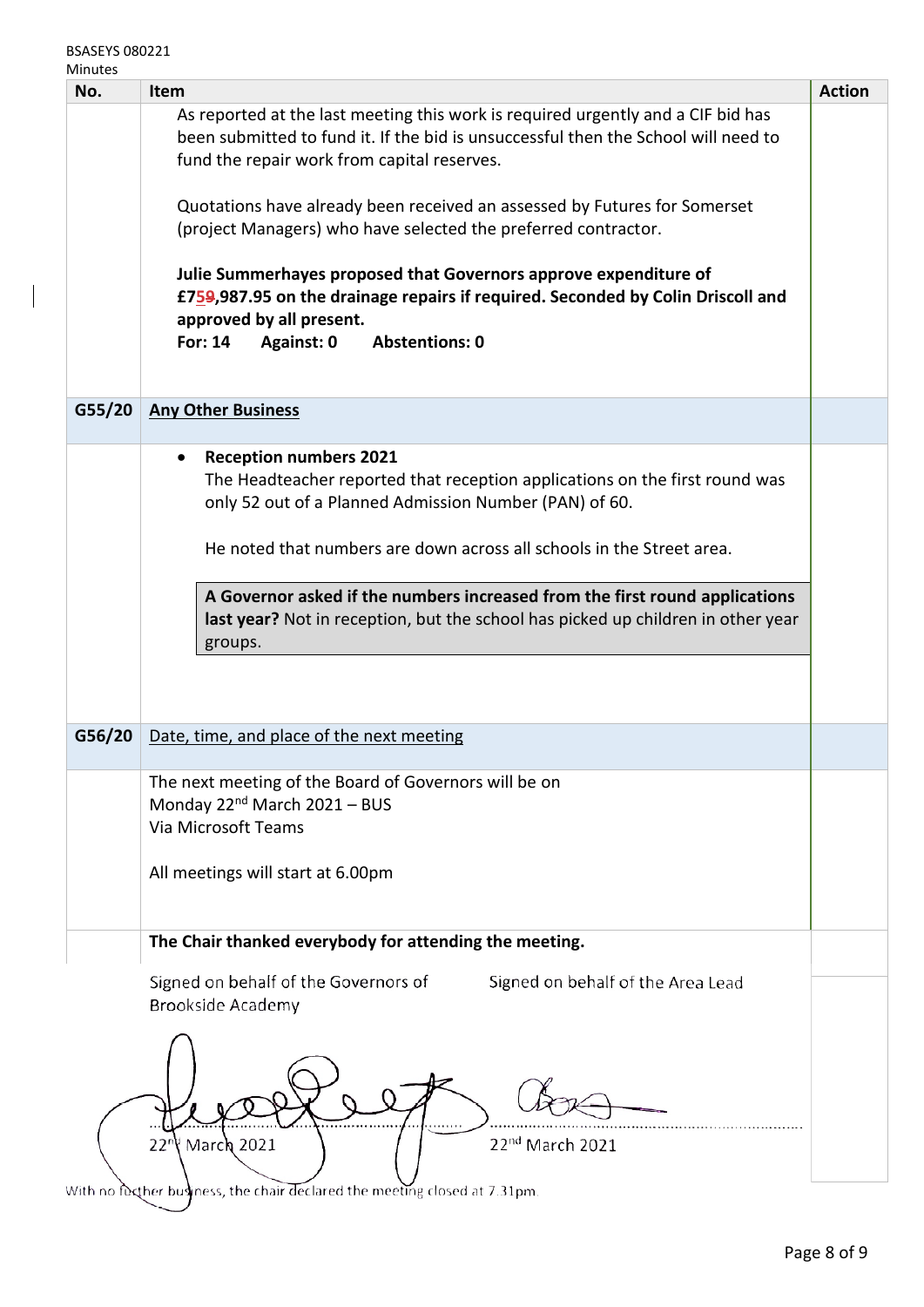| No. | Item | Action |
|---|---|---|
| | As reported at the last meeting this work is required urgently and a CIF bid has been submitted to fund it. If the bid is unsuccessful then the School will need to fund the repair work from capital reserves.<br><br>Quotations have already been received an assessed by Futures for Somerset (project Managers) who have selected the preferred contractor.<br><br>**Julie Summerhayes proposed that Governors approve expenditure of £759,987.95 on the drainage repairs if required. Seconded by Colin Driscoll and approved by all present.**<br>**For: 14 Against: 0 Abstentions: 0** | |
| **G55/20** | **Any Other Business** | |
| | • **Reception numbers 2021**<br>The Headteacher reported that reception applications on the first round was only 52 out of a Planned Admission Number (PAN) of 60.<br><br>He noted that numbers are down across all schools in the Street area.<br><br>**A Governor asked if the numbers increased from the first round applications last year?** Not in reception, but the school has picked up children in other year groups. | |
| **G56/20** | Date, time, and place of the next meeting | |
| | The next meeting of the Board of Governors will be on<br>Monday 22nd March 2021 – BUS<br>Via Microsoft Teams<br><br>All meetings will start at 6.00pm | |
| | **The Chair thanked everybody for attending the meeting.** | |

Signed on behalf of the Governors of Brookside Academy

22nd March 2021

Signed on behalf of the Area Lead

22nd March 2021

With no further business, the chair declared the meeting closed at 7.31pm.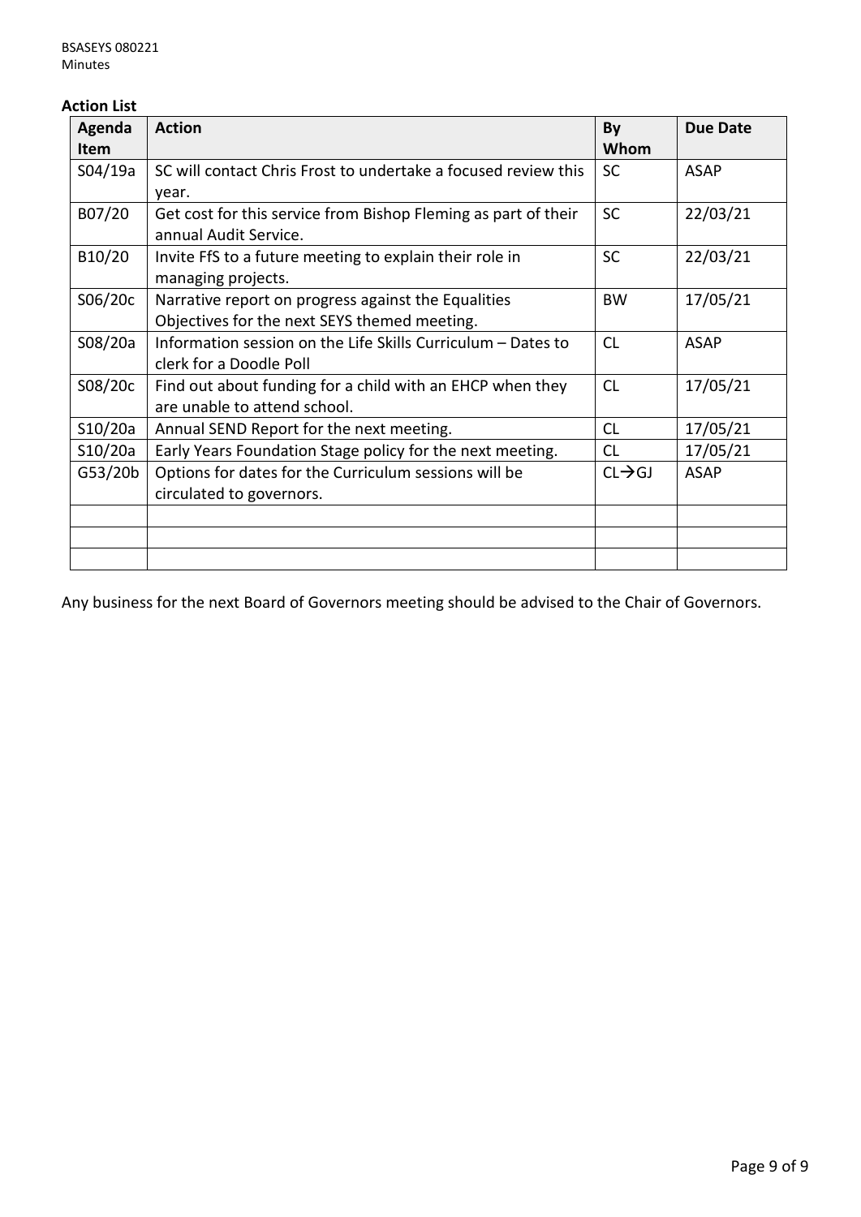**Action List**

| Agenda Item | Action | By Whom | Due Date |
|---|---|---|---|
| S04/19a | SC will contact Chris Frost to undertake a focused review this year. | SC | ASAP |
| B07/20 | Get cost for this service from Bishop Fleming as part of their annual Audit Service. | SC | 22/03/21 |
| B10/20 | Invite FfS to a future meeting to explain their role in managing projects. | SC | 22/03/21 |
| S06/20c | Narrative report on progress against the Equalities Objectives for the next SEYS themed meeting. | BW | 17/05/21 |
| S08/20a | Information session on the Life Skills Curriculum – Dates to clerk for a Doodle Poll | CL | ASAP |
| S08/20c | Find out about funding for a child with an EHCP when they are unable to attend school. | CL | 17/05/21 |
| S10/20a | Annual SEND Report for the next meeting. | CL | 17/05/21 |
| S10/20a | Early Years Foundation Stage policy for the next meeting. | CL | 17/05/21 |
| G53/20b | Options for dates for the Curriculum sessions will be circulated to governors. | CL→GJ | ASAP |
| | | | |
| | | | |
| | | | |

Any business for the next Board of Governors meeting should be advised to the Chair of Governors.